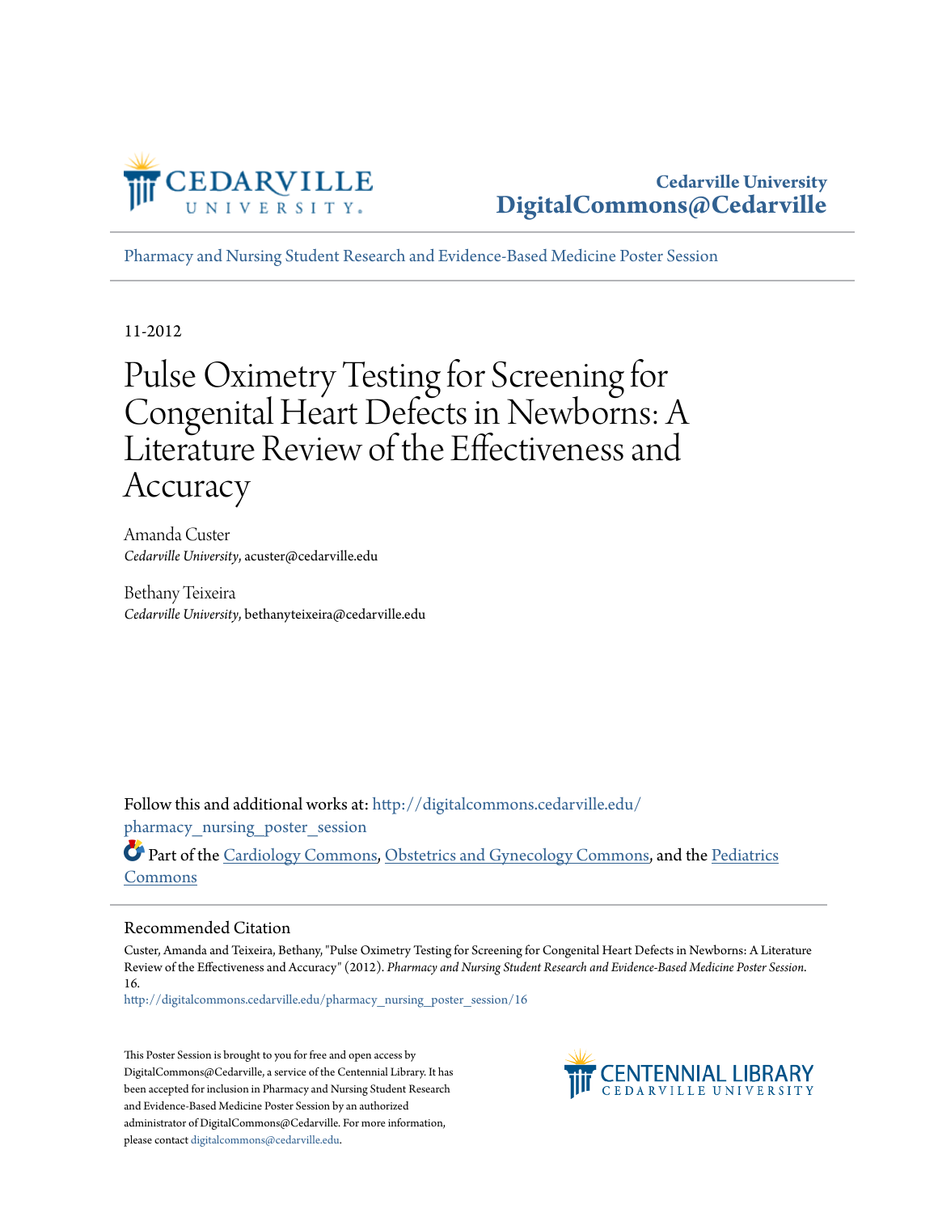Cedarville University
DigitalCommons@Cedarville

Pharmacy and Nursing Student Research and Evidence-Based Medicine Poster Session

11-2012

# Pulse Oximetry Testing for Screening for Congenital Heart Defects in Newborns: A Literature Review of the Effectiveness and Accuracy

Amanda Custer
*Cedarville University*, acuster@cedarville.edu

Bethany Teixeira
*Cedarville University*, bethanyteixeira@cedarville.edu

Follow this and additional works at: http://digitalcommons.cedarville.edu/pharmacy_nursing_poster_session

Part of the Cardiology Commons, Obstetrics and Gynecology Commons, and the Pediatrics Commons

## Recommended Citation

Custer, Amanda and Teixeira, Bethany, "Pulse Oximetry Testing for Screening for Congenital Heart Defects in Newborns: A Literature Review of the Effectiveness and Accuracy" (2012). *Pharmacy and Nursing Student Research and Evidence-Based Medicine Poster Session*. 16.
http://digitalcommons.cedarville.edu/pharmacy_nursing_poster_session/16

This Poster Session is brought to you for free and open access by DigitalCommons@Cedarville, a service of the Centennial Library. It has been accepted for inclusion in Pharmacy and Nursing Student Research and Evidence-Based Medicine Poster Session by an authorized administrator of DigitalCommons@Cedarville. For more information, please contact digitalcommons@cedarville.edu.

CENTENNIAL LIBRARY
CEDARVILLE UNIVERSITY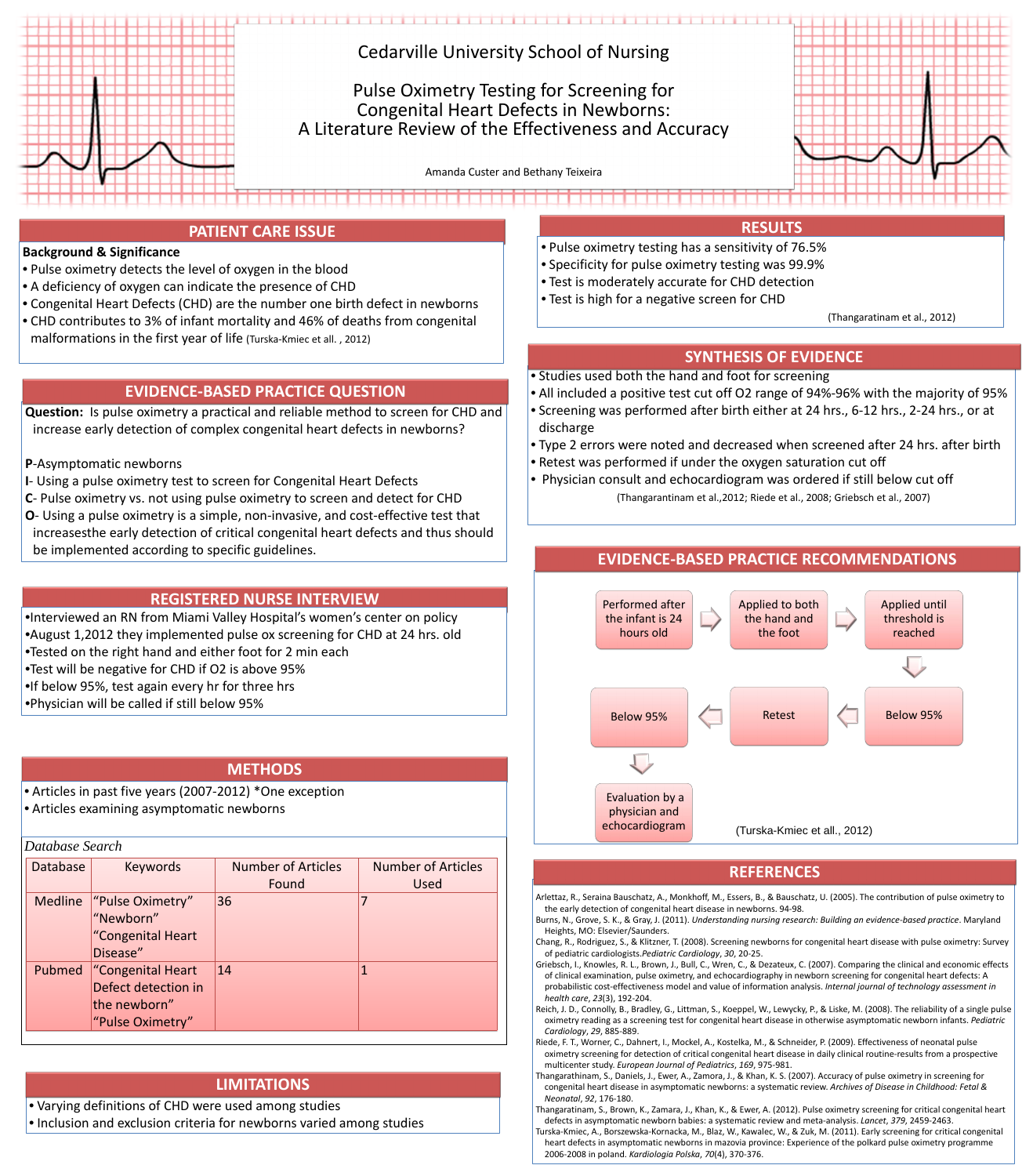# Cedarville University School of Nursing

# Pulse Oximetry Testing for Screening for Congenital Heart Defects in Newborns: A Literature Review of the Effectiveness and Accuracy

Amanda Custer and Bethany Teixeira

## PATIENT CARE ISSUE

**Background & Significance**

- Pulse oximetry detects the level of oxygen in the blood
- A deficiency of oxygen can indicate the presence of CHD
- Congenital Heart Defects (CHD) are the number one birth defect in newborns
- CHD contributes to 3% of infant mortality and 46% of deaths from congenital malformations in the first year of life (Turska-Kmiec et all. , 2012)

## EVIDENCE-BASED PRACTICE QUESTION

**Question:** Is pulse oximetry a practical and reliable method to screen for CHD and increase early detection of complex congenital heart defects in newborns?

**P**-Asymptomatic newborns

**I**- Using a pulse oximetry test to screen for Congenital Heart Defects

**C**- Pulse oximetry vs. not using pulse oximetry to screen and detect for CHD

**O**- Using a pulse oximetry is a simple, non-invasive, and cost-effective test that increasesthe early detection of critical congenital heart defects and thus should be implemented according to specific guidelines.

## REGISTERED NURSE INTERVIEW

- Interviewed an RN from Miami Valley Hospital's women's center on policy
- August 1,2012 they implemented pulse ox screening for CHD at 24 hrs. old
- Tested on the right hand and either foot for 2 min each
- Test will be negative for CHD if O2 is above 95%
- If below 95%, test again every hr for three hrs
- Physician will be called if still below 95%

## METHODS

- Articles in past five years (2007-2012) *One exception
- Articles examining asymptomatic newborns

*Database Search*

| Database | Keywords | Number of Articles Found | Number of Articles Used |
|---|---|---|---|
| Medline | "Pulse Oximetry" "Newborn" "Congenital Heart Disease" | 36 | 7 |
| Pubmed | "Congenital Heart Defect detection in the newborn" "Pulse Oximetry" | 14 | 1 |

## LIMITATIONS

- Varying definitions of CHD were used among studies
- Inclusion and exclusion criteria for newborns varied among studies

## RESULTS

- Pulse oximetry testing has a sensitivity of 76.5%
- Specificity for pulse oximetry testing was 99.9%
- Test is moderately accurate for CHD detection
- Test is high for a negative screen for CHD

(Thangaratinam et al., 2012)

## SYNTHESIS OF EVIDENCE

- Studies used both the hand and foot for screening
- All included a positive test cut off O2 range of 94%-96% with the majority of 95%
- Screening was performed after birth either at 24 hrs., 6-12 hrs., 2-24 hrs., or at discharge
- Type 2 errors were noted and decreased when screened after 24 hrs. after birth
- Retest was performed if under the oxygen saturation cut off
- Physician consult and echocardiogram was ordered if still below cut off

(Thangarantinam et al.,2012; Riede et al., 2008; Griebsch et al., 2007)

## EVIDENCE-BASED PRACTICE RECOMMENDATIONS

Performed after the infant is 24 hours old

Applied to both the hand and the foot

Applied until threshold is reached

Below 95%

Retest

Below 95%

Evaluation by a physician and echocardiogram

(Turska-Kmiec et all., 2012)

## REFERENCES

Arlettaz, R., Seraina Bauschatz, A., Monkhoff, M., Essers, B., & Bauschatz, U. (2005). The contribution of pulse oximetry to the early detection of congenital heart disease in newborns. 94-98.

Burns, N., Grove, S. K., & Gray, J. (2011). *Understanding nursing research: Building an evidence-based practice*. Maryland Heights, MO: Elsevier/Saunders.

Chang, R., Rodriguez, S., & Klitzner, T. (2008). Screening newborns for congenital heart disease with pulse oximetry: Survey of pediatric cardiologists.*Pediatric Cardiology*, *30*, 20-25.

Griebsch, I., Knowles, R. L., Brown, J., Bull, C., Wren, C., & Dezateux, C. (2007). Comparing the clinical and economic effects of clinical examination, pulse oximetry, and echocardiography in newborn screening for congenital heart defects: A probabilistic cost-effectiveness model and value of information analysis. *Internal journal of technology assessment in health care*, *23*(3), 192-204.

Reich, J. D., Connolly, B., Bradley, G., Littman, S., Koeppel, W., Lewycky, P., & Liske, M. (2008). The reliability of a single pulse oximetry reading as a screening test for congenital heart disease in otherwise asymptomatic newborn infants. *Pediatric Cardiology*, *29*, 885-889.

Riede, F. T., Worner, C., Dahnert, I., Mockel, A., Kostelka, M., & Schneider, P. (2009). Effectiveness of neonatal pulse oximetry screening for detection of critical congenital heart disease in daily clinical routine-results from a prospective multicenter study. *European Journal of Pediatrics*, *169*, 975-981.

Thangarathinam, S., Daniels, J., Ewer, A., Zamora, J., & Khan, K. S. (2007). Accuracy of pulse oximetry in screening for congenital heart disease in asymptomatic newborns: a systematic review. *Archives of Disease in Childhood: Fetal & Neonatal*, *92*, 176-180.

Thangaratinam, S., Brown, K., Zamara, J., Khan, K., & Ewer, A. (2012). Pulse oximetry screening for critical congenital heart defects in asymptomatic newborn babies: a systematic review and meta-analysis. *Lancet*, *379*, 2459-2463.

Turska-Kmiec, A., Borszewska-Kornacka, M., Blaz, W., Kawalec, W., & Zuk, M. (2011). Early screening for critical congenital heart defects in asymptomatic newborns in mazovia province: Experience of the polkard pulse oximetry programme 2006-2008 in poland. *Kardiologia Polska*, *70*(4), 370-376.